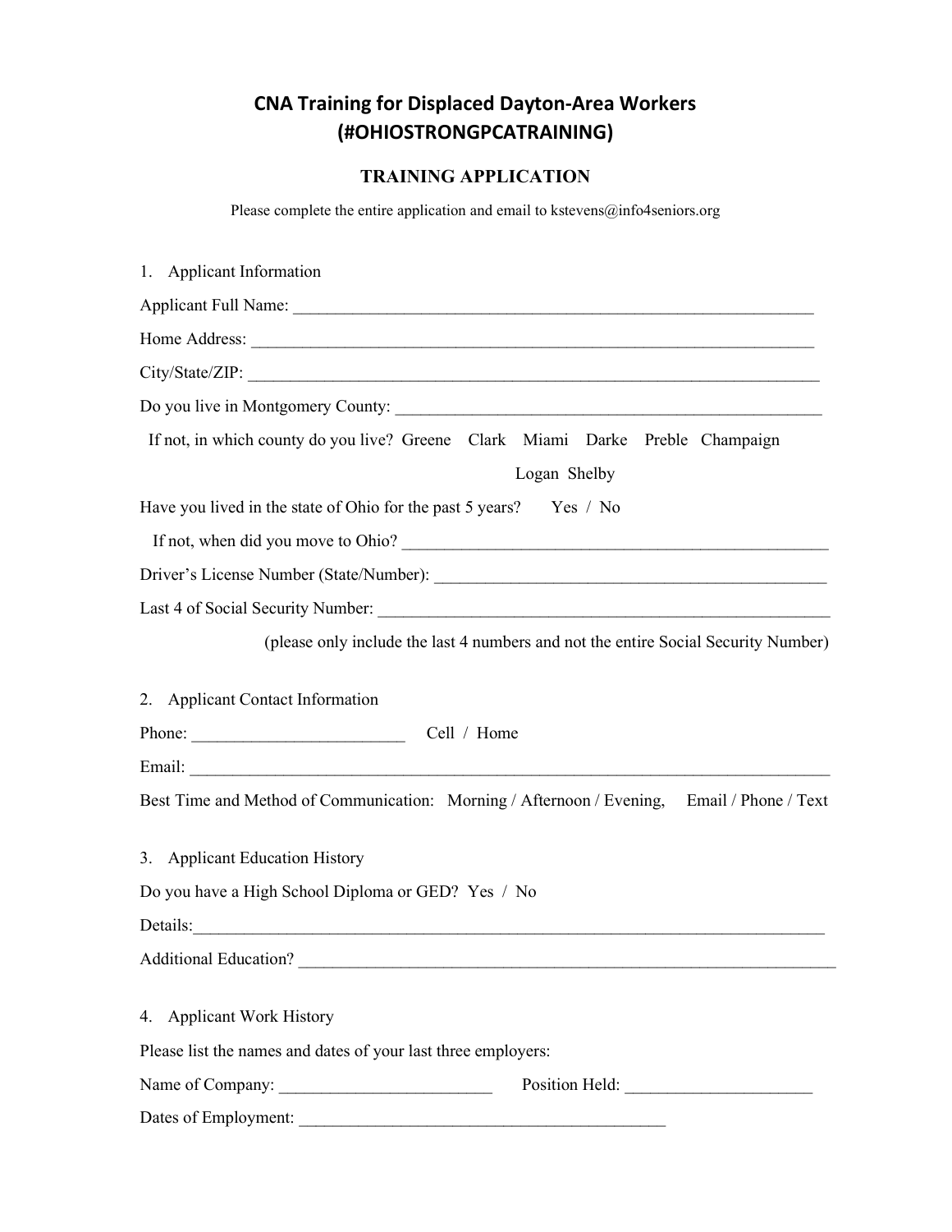# CNA Training for Displaced Dayton-Area Workers (#OHIOSTRONGPCATRAINING)

## TRAINING APPLICATION

Please complete the entire application and email to kstevens@info4seniors.org

1. Applicant Information

Applicant Full Name: ________________________________________________________________

Home Address: ______________________________________________________________________

City/State/ZIP: ______________________________________________________________________

Do you live in Montgomery County: ____________________________________________________

If not, in which county do you live? Greene Clark Miami Darke Preble Champaign Logan Shelby

Have you lived in the state of Ohio for the past 5 years? Yes / No

If not, when did you move to Ohio? ____________________________________________________

Driver's License Number (State/Number): _______________________________________________

Last 4 of Social Security Number: _____________________________________________________

(please only include the last 4 numbers and not the entire Social Security Number)

2. Applicant Contact Information

Phone: ________________________ Cell / Home

Email: _________________________________________________________________________

Best Time and Method of Communication: Morning / Afternoon / Evening, Email / Phone / Text

3. Applicant Education History

Do you have a High School Diploma or GED? Yes / No

Details:________________________________________________________________________

Additional Education? ______________________________________________________________

4. Applicant Work History

Please list the names and dates of your last three employers:

Name of Company: _________________________ Position Held: ______________________

Dates of Employment: ____________________________________________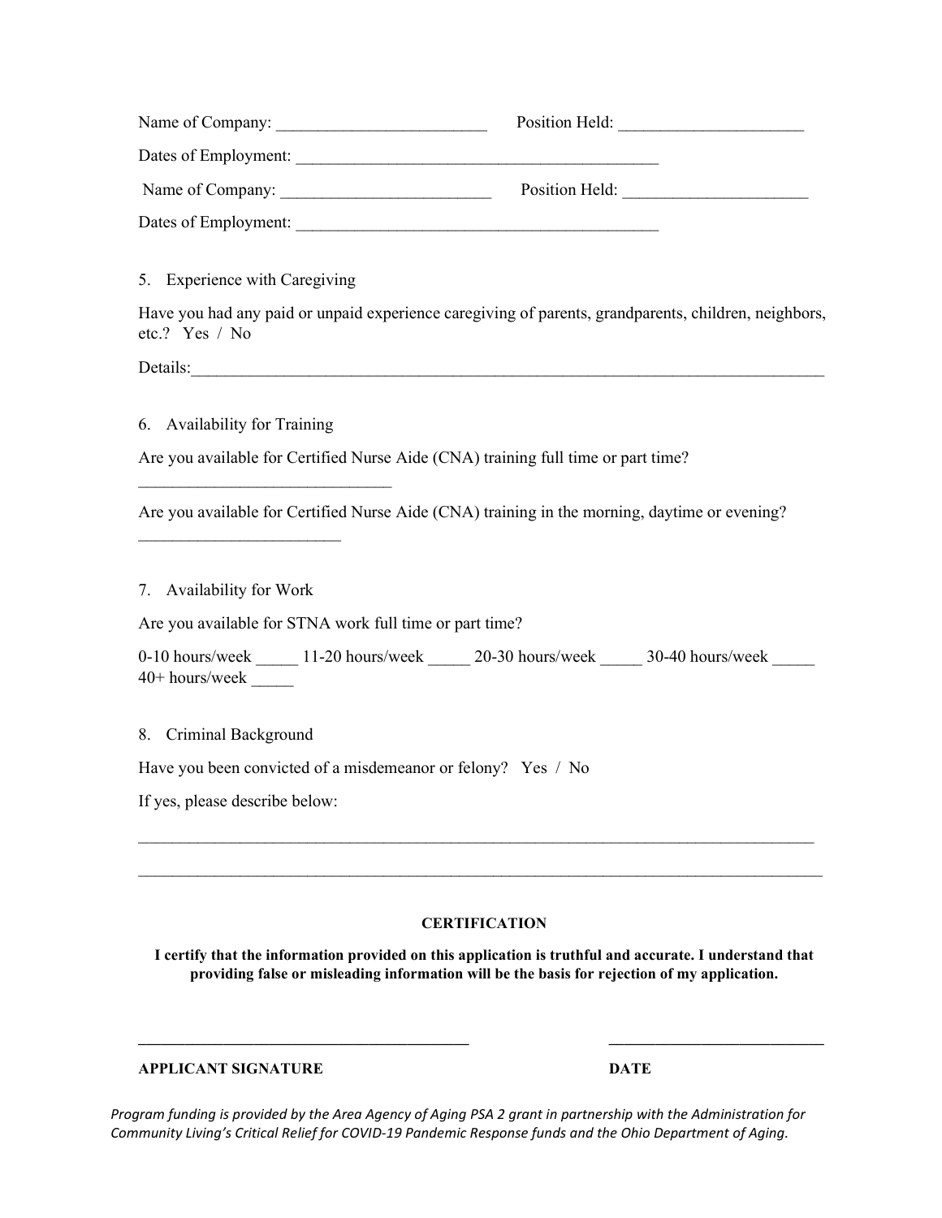Name of Company: _________________________ Position Held: ______________________

Dates of Employment: ____________________________________________

Name of Company: _________________________ Position Held: ______________________

Dates of Employment: ____________________________________________

5. Experience with Caregiving

Have you had any paid or unpaid experience caregiving of parents, grandparents, children, neighbors, etc.? Yes / No

Details:_____________________________________________________________________________

6. Availability for Training

Are you available for Certified Nurse Aide (CNA) training full time or part time?

______________________________

Are you available for Certified Nurse Aide (CNA) training in the morning, daytime or evening?

________________________

7. Availability for Work

Are you available for STNA work full time or part time?

0-10 hours/week _____ 11-20 hours/week _____ 20-30 hours/week _____ 30-40 hours/week _____ 40+ hours/week _____

8. Criminal Background

Have you been convicted of a misdemeanor or felony? Yes / No

If yes, please describe below:

_________________________________________________________________________________

_________________________________________________________________________________

**CERTIFICATION**

**I certify that the information provided on this application is truthful and accurate. I understand that providing false or misleading information will be the basis for rejection of my application.**

**________________________________________** **___________________________**

**APPLICANT SIGNATURE** **DATE**

*Program funding is provided by the Area Agency of Aging PSA 2 grant in partnership with the Administration for Community Living's Critical Relief for COVID-19 Pandemic Response funds and the Ohio Department of Aging.*